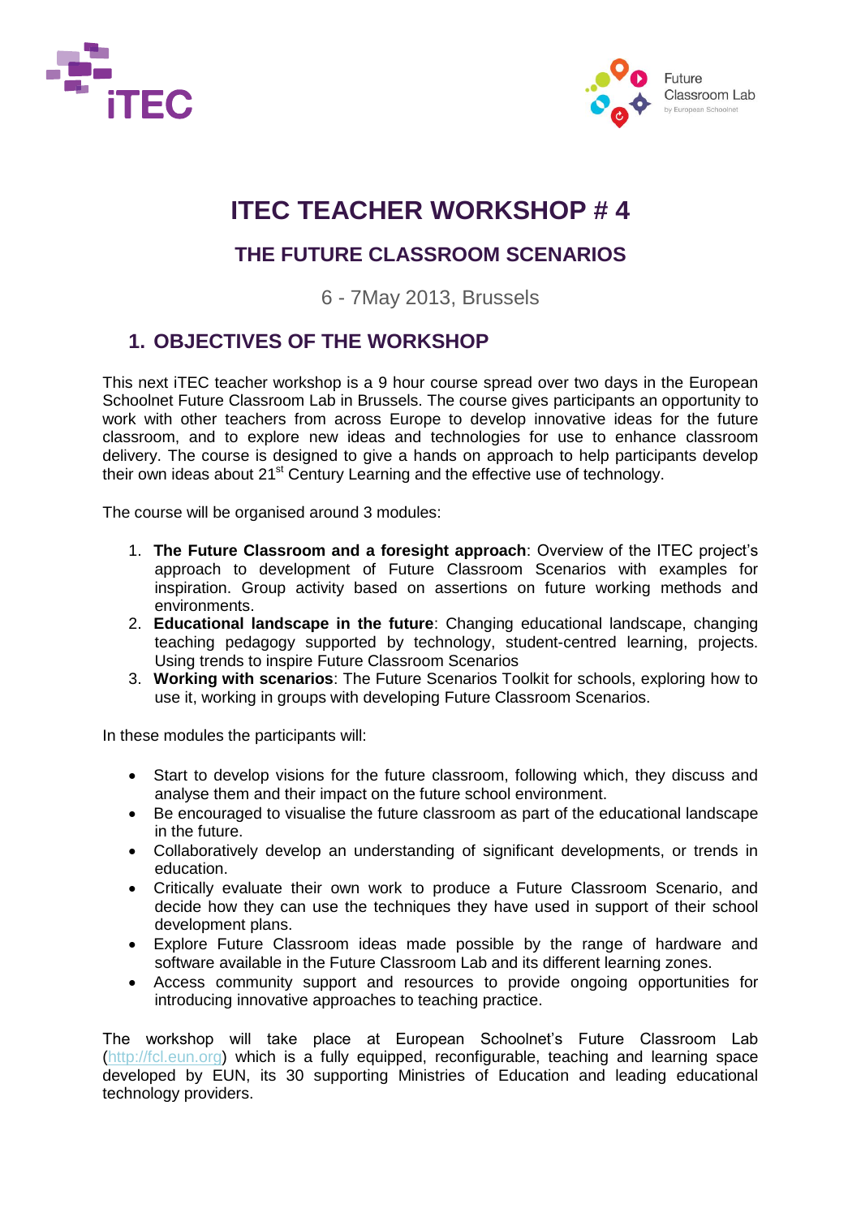# ITEC TEACHER WORKSHOP # 4

## THE FUTURE CLASSROOM SCENARIOS

6 - 7May 2013, Brussels

## 1. OBJECTIVES OF THE WORKSHOP

This next iTEC teacher workshop is a 9 hour course spread over two days in the European Schoolnet Future Classroom Lab in Brussels. The course gives participants an opportunity to work with other teachers from across Europe to develop innovative ideas for the future classroom, and to explore new ideas and technologies for use to enhance classroom delivery. The course is designed to give a hands on approach to help participants develop their own ideas about 21st Century Learning and the effective use of technology.

The course will be organised around 3 modules:

1. **The Future Classroom and a foresight approach**: Overview of the ITEC project's approach to development of Future Classroom Scenarios with examples for inspiration. Group activity based on assertions on future working methods and environments.
2. **Educational landscape in the future**: Changing educational landscape, changing teaching pedagogy supported by technology, student-centred learning, projects. Using trends to inspire Future Classroom Scenarios
3. **Working with scenarios**: The Future Scenarios Toolkit for schools, exploring how to use it, working in groups with developing Future Classroom Scenarios.

In these modules the participants will:

- Start to develop visions for the future classroom, following which, they discuss and analyse them and their impact on the future school environment.
- Be encouraged to visualise the future classroom as part of the educational landscape in the future.
- Collaboratively develop an understanding of significant developments, or trends in education.
- Critically evaluate their own work to produce a Future Classroom Scenario, and decide how they can use the techniques they have used in support of their school development plans.
- Explore Future Classroom ideas made possible by the range of hardware and software available in the Future Classroom Lab and its different learning zones.
- Access community support and resources to provide ongoing opportunities for introducing innovative approaches to teaching practice.

The workshop will take place at European Schoolnet's Future Classroom Lab (http://fcl.eun.org) which is a fully equipped, reconfigurable, teaching and learning space developed by EUN, its 30 supporting Ministries of Education and leading educational technology providers.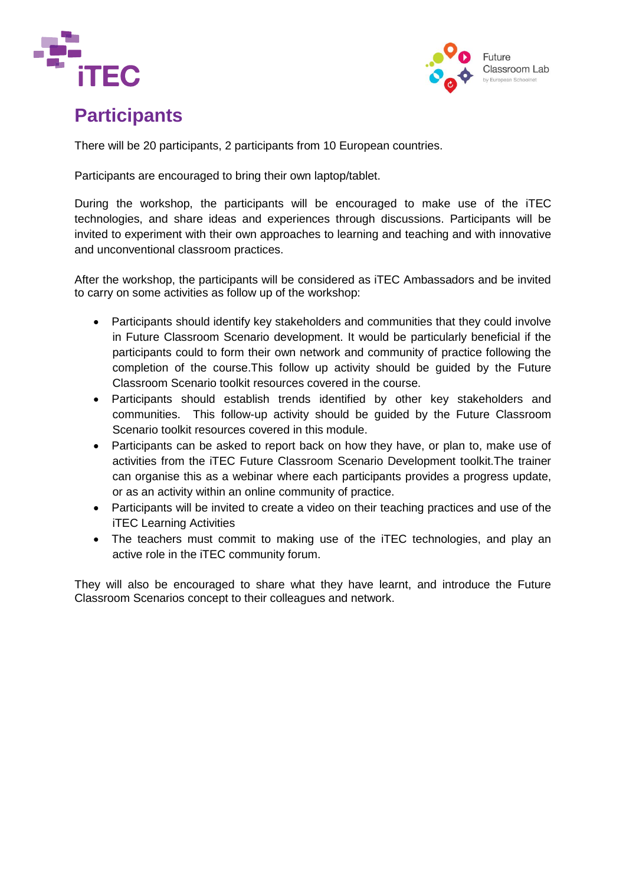# Participants

There will be 20 participants, 2 participants from 10 European countries.

Participants are encouraged to bring their own laptop/tablet.

During the workshop, the participants will be encouraged to make use of the iTEC technologies, and share ideas and experiences through discussions. Participants will be invited to experiment with their own approaches to learning and teaching and with innovative and unconventional classroom practices.

After the workshop, the participants will be considered as iTEC Ambassadors and be invited to carry on some activities as follow up of the workshop:

- Participants should identify key stakeholders and communities that they could involve in Future Classroom Scenario development. It would be particularly beneficial if the participants could to form their own network and community of practice following the completion of the course.This follow up activity should be guided by the Future Classroom Scenario toolkit resources covered in the course.
- Participants should establish trends identified by other key stakeholders and communities. This follow-up activity should be guided by the Future Classroom Scenario toolkit resources covered in this module.
- Participants can be asked to report back on how they have, or plan to, make use of activities from the iTEC Future Classroom Scenario Development toolkit.The trainer can organise this as a webinar where each participants provides a progress update, or as an activity within an online community of practice.
- Participants will be invited to create a video on their teaching practices and use of the iTEC Learning Activities
- The teachers must commit to making use of the iTEC technologies, and play an active role in the iTEC community forum.

They will also be encouraged to share what they have learnt, and introduce the Future Classroom Scenarios concept to their colleagues and network.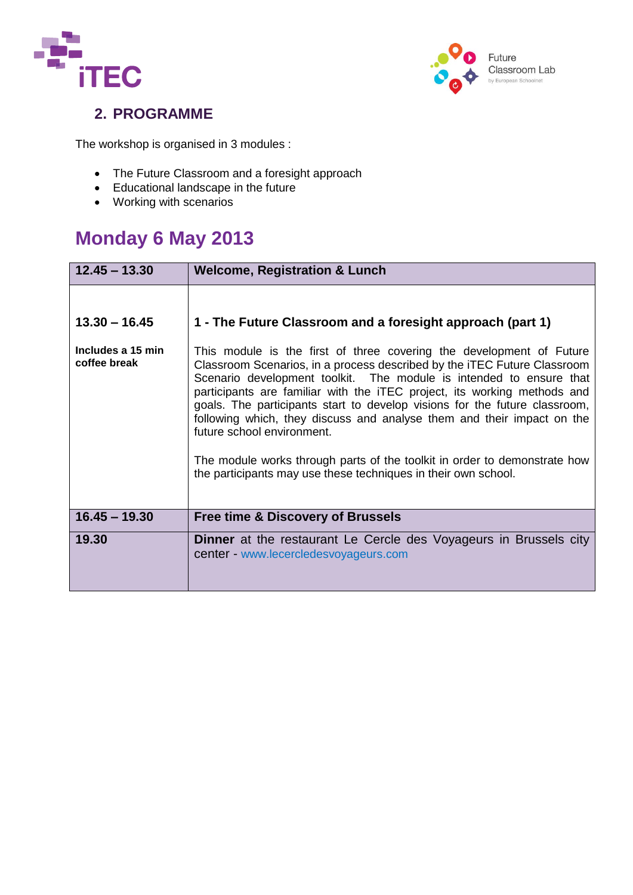## 2. PROGRAMME

The workshop is organised in 3 modules :

- The Future Classroom and a foresight approach
- Educational landscape in the future
- Working with scenarios

# Monday 6 May 2013

| 12.45 – 13.30 | Welcome, Registration & Lunch |
|---|---|
| **13.30 – 16.45**<br><br>**Includes a 15 min coffee break** | **1 - The Future Classroom and a foresight approach (part 1)**<br><br>This module is the first of three covering the development of Future Classroom Scenarios, in a process described by the iTEC Future Classroom Scenario development toolkit. The module is intended to ensure that participants are familiar with the iTEC project, its working methods and goals. The participants start to develop visions for the future classroom, following which, they discuss and analyse them and their impact on the future school environment.<br><br>The module works through parts of the toolkit in order to demonstrate how the participants may use these techniques in their own school. |
| **16.45 – 19.30** | **Free time & Discovery of Brussels** |
| **19.30** | **Dinner** at the restaurant Le Cercle des Voyageurs in Brussels city center - www.lecercledesvoyageurs.com |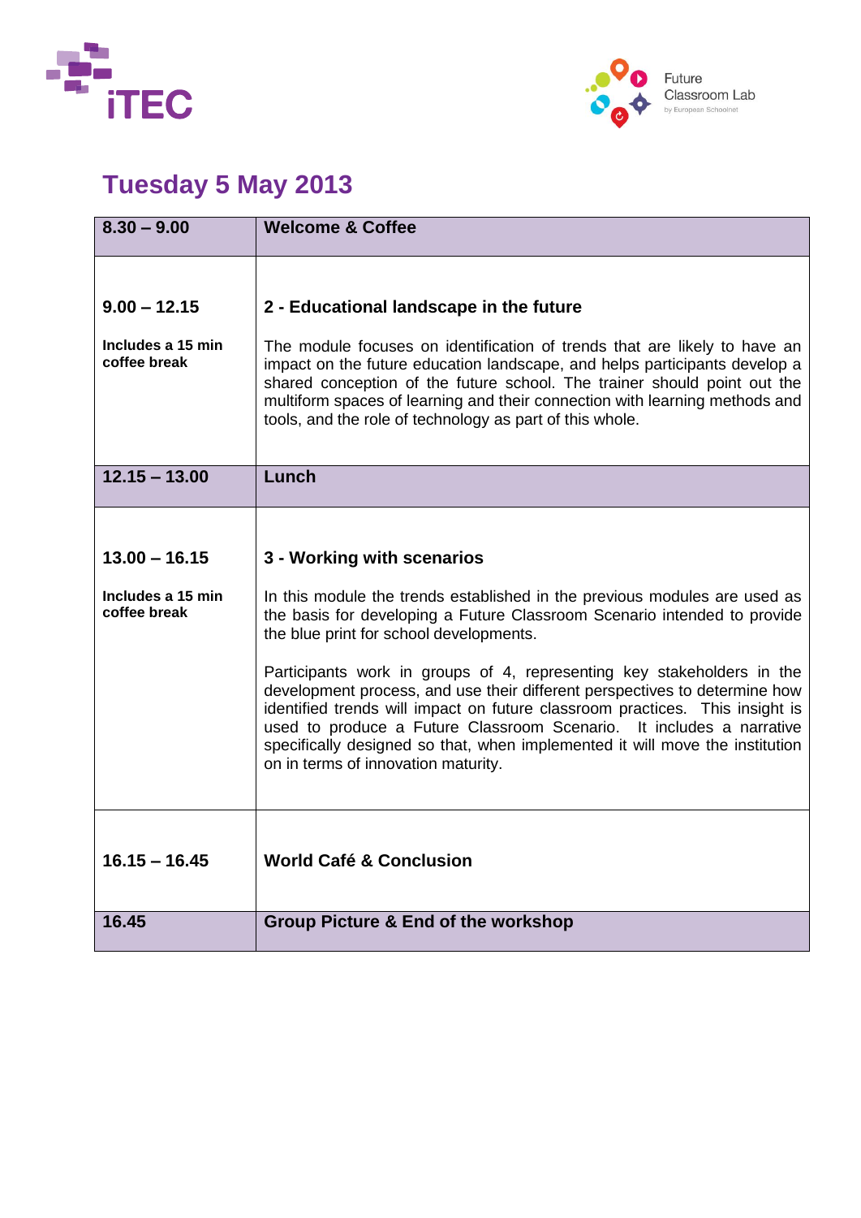## Tuesday 5 May 2013

| **8.30 – 9.00** | **Welcome & Coffee** |
|---|---|
| **9.00 – 12.15**<br><br>**Includes a 15 min coffee break** | **2 - Educational landscape in the future**<br><br>The module focuses on identification of trends that are likely to have an impact on the future education landscape, and helps participants develop a shared conception of the future school. The trainer should point out the multiform spaces of learning and their connection with learning methods and tools, and the role of technology as part of this whole. |
| **12.15 – 13.00** | **Lunch** |
| **13.00 – 16.15**<br><br>**Includes a 15 min coffee break** | **3 - Working with scenarios**<br><br>In this module the trends established in the previous modules are used as the basis for developing a Future Classroom Scenario intended to provide the blue print for school developments.<br><br>Participants work in groups of 4, representing key stakeholders in the development process, and use their different perspectives to determine how identified trends will impact on future classroom practices. This insight is used to produce a Future Classroom Scenario. It includes a narrative specifically designed so that, when implemented it will move the institution on in terms of innovation maturity. |
| **16.15 – 16.45** | **World Café & Conclusion** |
| **16.45** | **Group Picture & End of the workshop** |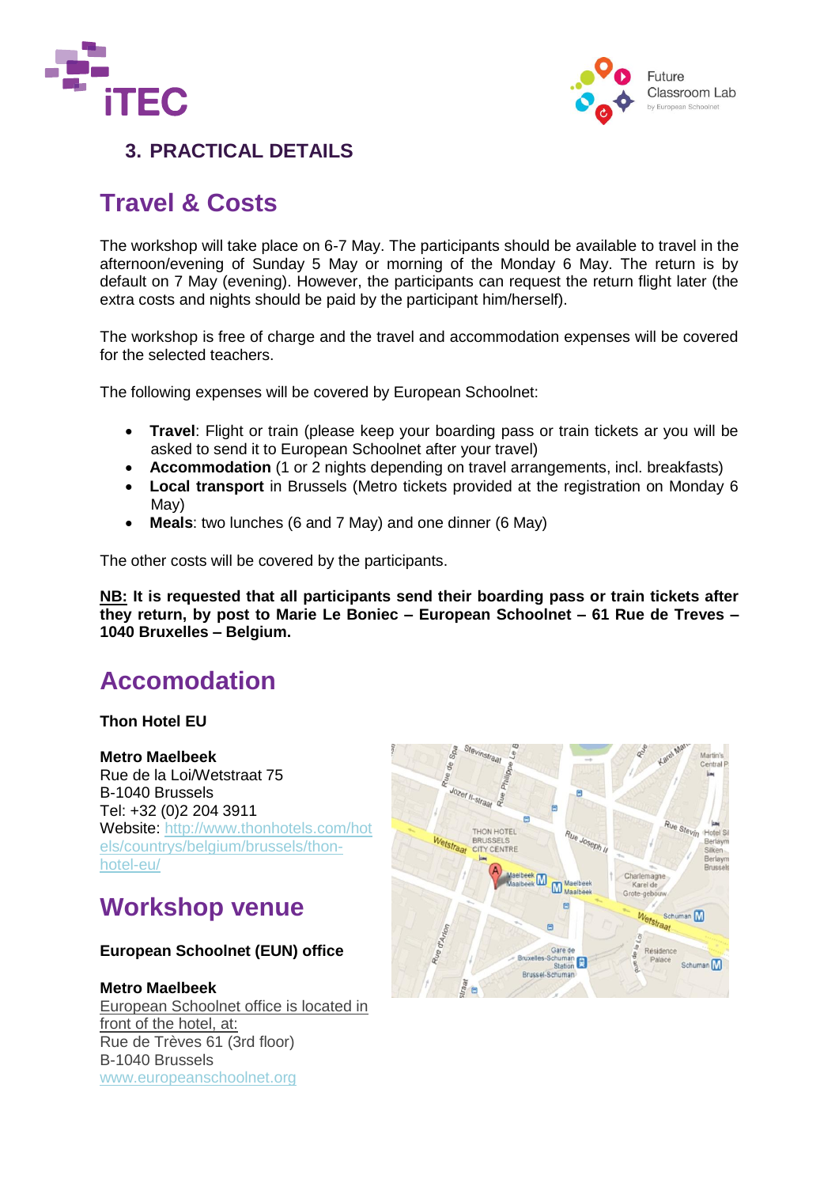## 3. PRACTICAL DETAILS

## Travel & Costs

The workshop will take place on 6-7 May. The participants should be available to travel in the afternoon/evening of Sunday 5 May or morning of the Monday 6 May. The return is by default on 7 May (evening). However, the participants can request the return flight later (the extra costs and nights should be paid by the participant him/herself).

The workshop is free of charge and the travel and accommodation expenses will be covered for the selected teachers.

The following expenses will be covered by European Schoolnet:

- **Travel**: Flight or train (please keep your boarding pass or train tickets ar you will be asked to send it to European Schoolnet after your travel)
- **Accommodation** (1 or 2 nights depending on travel arrangements, incl. breakfasts)
- **Local transport** in Brussels (Metro tickets provided at the registration on Monday 6 May)
- **Meals**: two lunches (6 and 7 May) and one dinner (6 May)

The other costs will be covered by the participants.

**NB: It is requested that all participants send their boarding pass or train tickets after they return, by post to Marie Le Boniec – European Schoolnet – 61 Rue de Treves – 1040 Bruxelles – Belgium.**

## Accomodation

**Thon Hotel EU**

**Metro Maelbeek**
Rue de la Loi/Wetstraat 75
B-1040 Brussels
Tel: +32 (0)2 204 3911
Website: http://www.thonhotels.com/hotels/countrys/belgium/brussels/thon-hotel-eu/

## Workshop venue

**European Schoolnet (EUN) office**

**Metro Maelbeek**
European Schoolnet office is located in front of the hotel, at:
Rue de Trèves 61 (3rd floor)
B-1040 Brussels
www.europeanschoolnet.org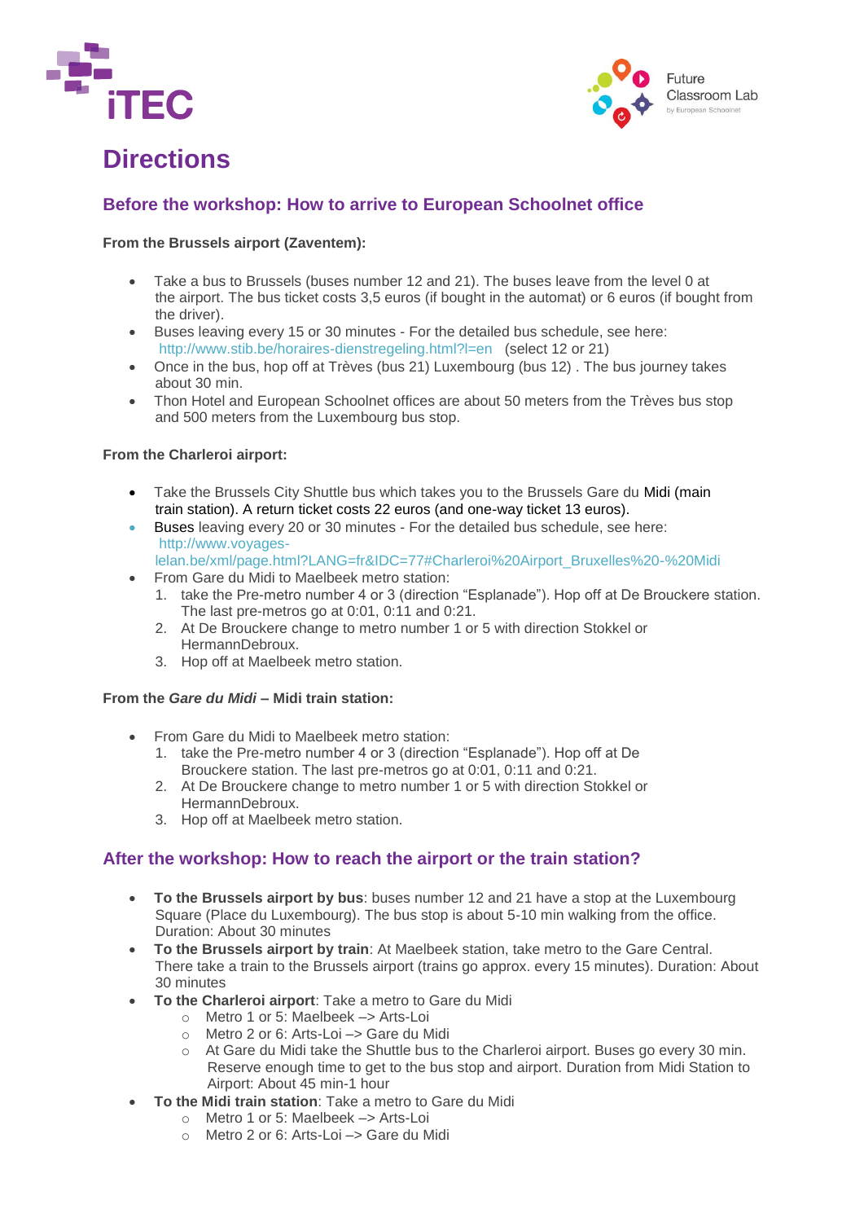# Directions

## Before the workshop: How to arrive to European Schoolnet office

**From the Brussels airport (Zaventem):**

- Take a bus to Brussels (buses number 12 and 21). The buses leave from the level 0 at the airport. The bus ticket costs 3,5 euros (if bought in the automat) or 6 euros (if bought from the driver).
- Buses leaving every 15 or 30 minutes - For the detailed bus schedule, see here: http://www.stib.be/horaires-dienstregeling.html?l=en (select 12 or 21)
- Once in the bus, hop off at Trèves (bus 21) Luxembourg (bus 12) . The bus journey takes about 30 min.
- Thon Hotel and European Schoolnet offices are about 50 meters from the Trèves bus stop and 500 meters from the Luxembourg bus stop.

**From the Charleroi airport:**

- Take the Brussels City Shuttle bus which takes you to the Brussels Gare du Midi (main train station). A return ticket costs 22 euros (and one-way ticket 13 euros).
- Buses leaving every 20 or 30 minutes - For the detailed bus schedule, see here: http://www.voyages-lelan.be/xml/page.html?LANG=fr&IDC=77#Charleroi%20Airport_Bruxelles%20-%20Midi
- From Gare du Midi to Maelbeek metro station:
  1. take the Pre-metro number 4 or 3 (direction "Esplanade"). Hop off at De Brouckere station. The last pre-metros go at 0:01, 0:11 and 0:21.
  2. At De Brouckere change to metro number 1 or 5 with direction Stokkel or HermannDebroux.
  3. Hop off at Maelbeek metro station.

**From the *Gare du Midi* – Midi train station:**

- From Gare du Midi to Maelbeek metro station:
  1. take the Pre-metro number 4 or 3 (direction "Esplanade"). Hop off at De Brouckere station. The last pre-metros go at 0:01, 0:11 and 0:21.
  2. At De Brouckere change to metro number 1 or 5 with direction Stokkel or HermannDebroux.
  3. Hop off at Maelbeek metro station.

## After the workshop: How to reach the airport or the train station?

- **To the Brussels airport by bus**: buses number 12 and 21 have a stop at the Luxembourg Square (Place du Luxembourg). The bus stop is about 5-10 min walking from the office. Duration: About 30 minutes
- **To the Brussels airport by train**: At Maelbeek station, take metro to the Gare Central. There take a train to the Brussels airport (trains go approx. every 15 minutes). Duration: About 30 minutes
- **To the Charleroi airport**: Take a metro to Gare du Midi
  - Metro 1 or 5: Maelbeek –> Arts-Loi
  - Metro 2 or 6: Arts-Loi –> Gare du Midi
  - At Gare du Midi take the Shuttle bus to the Charleroi airport. Buses go every 30 min. Reserve enough time to get to the bus stop and airport. Duration from Midi Station to Airport: About 45 min-1 hour
- **To the Midi train station**: Take a metro to Gare du Midi
  - Metro 1 or 5: Maelbeek –> Arts-Loi
  - Metro 2 or 6: Arts-Loi –> Gare du Midi